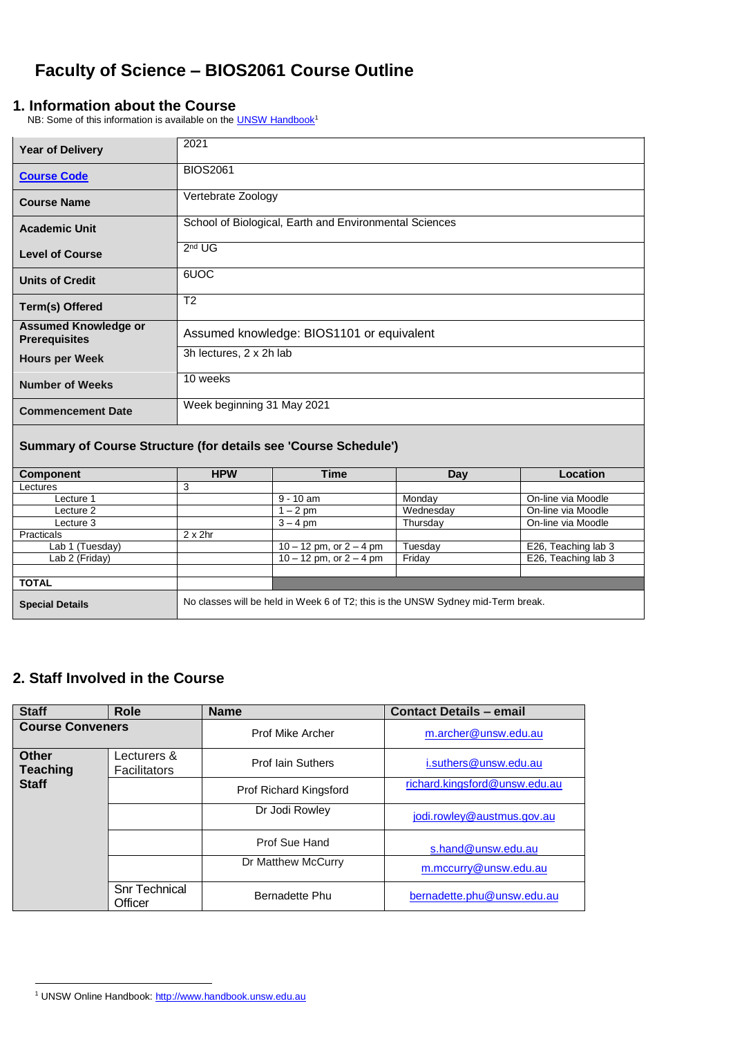# Faculty of Science – BIOS2061 Course Outline

## 1. Information about the Course

NB: Some of this information is available on the [UNSW Handbook](http://www.handbook.unsw.edu.au)[1]

| | |
|---|---|
| **Year of Delivery** | 2021 |
| **Course Code** | BIOS2061 |
| **Course Name** | Vertebrate Zoology |
| **Academic Unit** | School of Biological, Earth and Environmental Sciences |
| **Level of Course** | 2nd UG |
| **Units of Credit** | 6UOC |
| **Term(s) Offered** | T2 |
| **Assumed Knowledge or Prerequisites** | Assumed knowledge: BIOS1101 or equivalent |
| **Hours per Week** | 3h lectures, 2 x 2h lab |
| **Number of Weeks** | 10 weeks |
| **Commencement Date** | Week beginning 31 May 2021 |

**Summary of Course Structure (for details see 'Course Schedule')**

| Component | HPW | Time | Day | Location |
|---|---|---|---|---|
| Lectures | 3 | | | |
| Lecture 1 | | 9 - 10 am | Monday | On-line via Moodle |
| Lecture 2 | | 1 – 2 pm | Wednesday | On-line via Moodle |
| Lecture 3 | | 3 – 4 pm | Thursday | On-line via Moodle |
| Practicals | 2 x 2hr | | | |
| Lab 1 (Tuesday) | | 10 – 12 pm, or 2 – 4 pm | Tuesday | E26, Teaching lab 3 |
| Lab 2 (Friday) | | 10 – 12 pm, or 2 – 4 pm | Friday | E26, Teaching lab 3 |
| | | | | |
| **TOTAL** | | | | |
| **Special Details** | No classes will be held in Week 6 of T2; this is the UNSW Sydney mid-Term break. | | | |

## 2. Staff Involved in the Course

| Staff | Role | Name | Contact Details – email |
|---|---|---|---|
| **Course Conveners** | | Prof Mike Archer | m.archer@unsw.edu.au |
| **Other Teaching Staff** | Lecturers & Facilitators | Prof Iain Suthers | i.suthers@unsw.edu.au |
| | | Prof Richard Kingsford | richard.kingsford@unsw.edu.au |
| | | Dr Jodi Rowley | jodi.rowley@austmus.gov.au |
| | | Prof Sue Hand | s.hand@unsw.edu.au |
| | | Dr Matthew McCurry | m.mccurry@unsw.edu.au |
| | Snr Technical Officer | Bernadette Phu | bernadette.phu@unsw.edu.au |

[1] UNSW Online Handbook: http://www.handbook.unsw.edu.au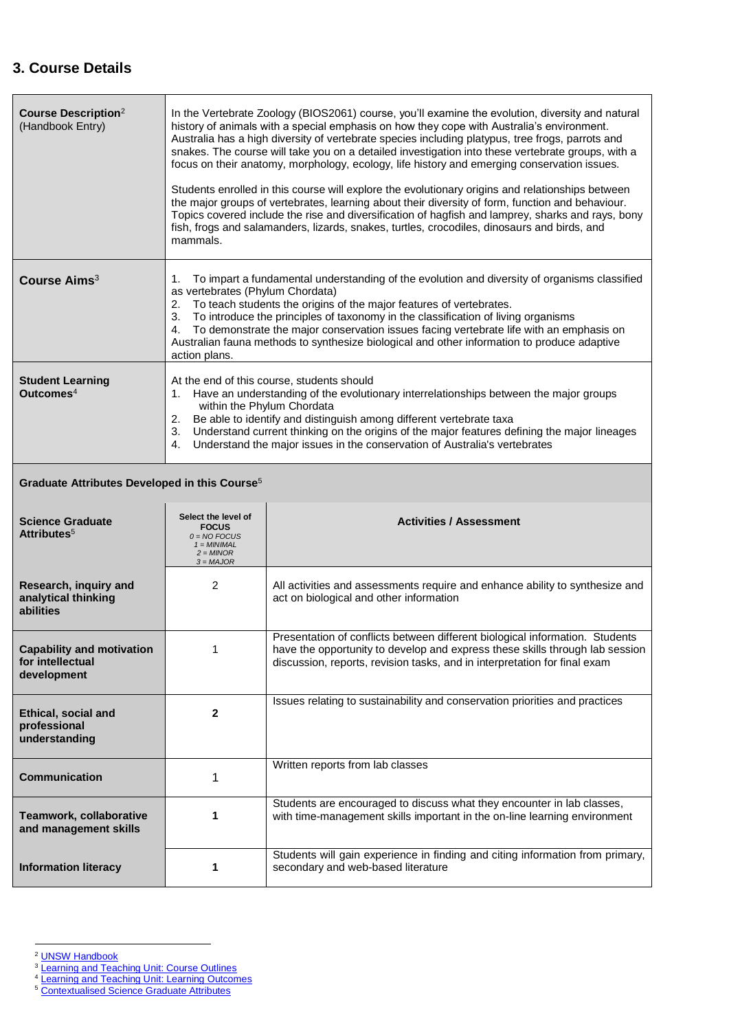## 3. Course Details

| | |
|---|---|
| **Course Description**[2] (Handbook Entry) | In the Vertebrate Zoology (BIOS2061) course, you'll examine the evolution, diversity and natural history of animals with a special emphasis on how they cope with Australia's environment. Australia has a high diversity of vertebrate species including platypus, tree frogs, parrots and snakes. The course will take you on a detailed investigation into these vertebrate groups, with a focus on their anatomy, morphology, ecology, life history and emerging conservation issues.<br><br>Students enrolled in this course will explore the evolutionary origins and relationships between the major groups of vertebrates, learning about their diversity of form, function and behaviour. Topics covered include the rise and diversification of hagfish and lamprey, sharks and rays, bony fish, frogs and salamanders, lizards, snakes, turtles, crocodiles, dinosaurs and birds, and mammals. |
| **Course Aims**[3] | 1. To impart a fundamental understanding of the evolution and diversity of organisms classified as vertebrates (Phylum Chordata)<br>2. To teach students the origins of the major features of vertebrates.<br>3. To introduce the principles of taxonomy in the classification of living organisms<br>4. To demonstrate the major conservation issues facing vertebrate life with an emphasis on Australian fauna methods to synthesize biological and other information to produce adaptive action plans. |
| **Student Learning Outcomes**[4] | At the end of this course, students should<br>1. Have an understanding of the evolutionary interrelationships between the major groups within the Phylum Chordata<br>2. Be able to identify and distinguish among different vertebrate taxa<br>3. Understand current thinking on the origins of the major features defining the major lineages<br>4. Understand the major issues in the conservation of Australia's vertebrates |

**Graduate Attributes Developed in this Course**[5]

| Science Graduate Attributes[5] | Select the level of FOCUS<br>*0 = NO FOCUS*<br>*1 = MINIMAL*<br>*2 = MINOR*<br>*3 = MAJOR* | Activities / Assessment |
|---|---|---|
| **Research, inquiry and analytical thinking abilities** | 2 | All activities and assessments require and enhance ability to synthesize and act on biological and other information |
| **Capability and motivation for intellectual development** | 1 | Presentation of conflicts between different biological information. Students have the opportunity to develop and express these skills through lab session discussion, reports, revision tasks, and in interpretation for final exam |
| **Ethical, social and professional understanding** | **2** | Issues relating to sustainability and conservation priorities and practices |
| **Communication** | 1 | Written reports from lab classes |
| **Teamwork, collaborative and management skills** | **1** | Students are encouraged to discuss what they encounter in lab classes, with time-management skills important in the on-line learning environment |
| **Information literacy** | **1** | Students will gain experience in finding and citing information from primary, secondary and web-based literature |

---

[2] UNSW Handbook
[3] Learning and Teaching Unit: Course Outlines
[4] Learning and Teaching Unit: Learning Outcomes
[5] Contextualised Science Graduate Attributes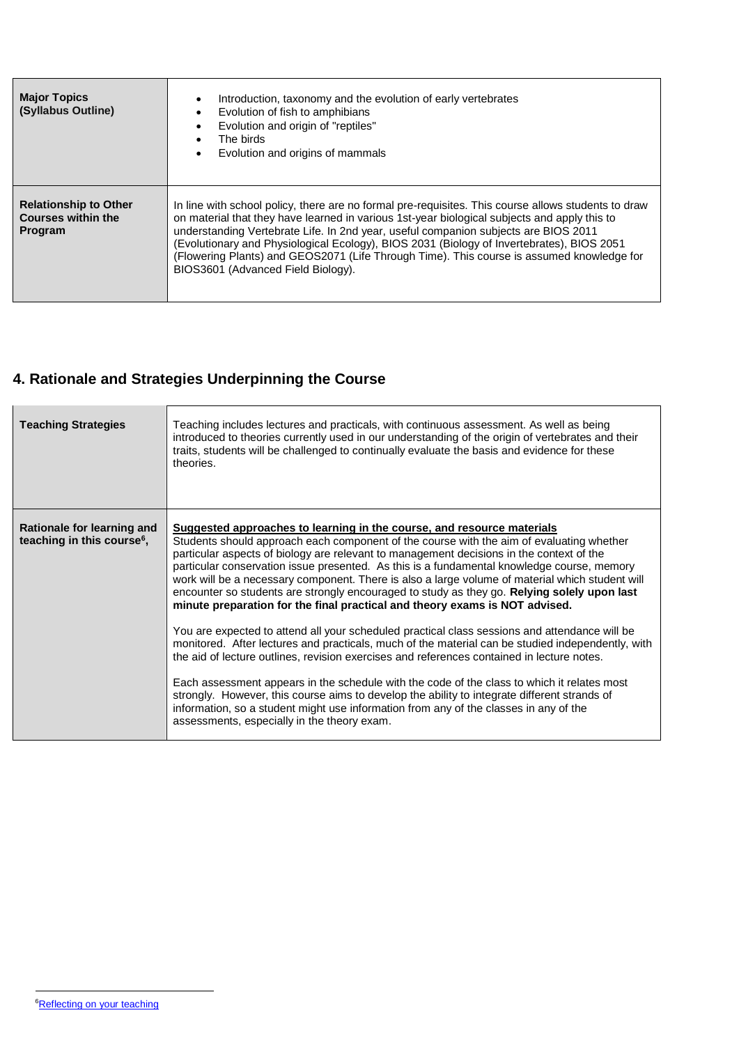| | |
|---|---|
| **Major Topics (Syllabus Outline)** | • Introduction, taxonomy and the evolution of early vertebrates<br>• Evolution of fish to amphibians<br>• Evolution and origin of "reptiles"<br>• The birds<br>• Evolution and origins of mammals |
| **Relationship to Other Courses within the Program** | In line with school policy, there are no formal pre-requisites. This course allows students to draw on material that they have learned in various 1st-year biological subjects and apply this to understanding Vertebrate Life. In 2nd year, useful companion subjects are BIOS 2011 (Evolutionary and Physiological Ecology), BIOS 2031 (Biology of Invertebrates), BIOS 2051 (Flowering Plants) and GEOS2071 (Life Through Time). This course is assumed knowledge for BIOS3601 (Advanced Field Biology). |

## 4. Rationale and Strategies Underpinning the Course

| | |
|---|---|
| **Teaching Strategies** | Teaching includes lectures and practicals, with continuous assessment. As well as being introduced to theories currently used in our understanding of the origin of vertebrates and their traits, students will be challenged to continually evaluate the basis and evidence for these theories. |
| **Rationale for learning and teaching in this course[6],** | **Suggested approaches to learning in the course, and resource materials**<br>Students should approach each component of the course with the aim of evaluating whether particular aspects of biology are relevant to management decisions in the context of the particular conservation issue presented. As this is a fundamental knowledge course, memory work will be a necessary component. There is also a large volume of material which student will encounter so students are strongly encouraged to study as they go. **Relying solely upon last minute preparation for the final practical and theory exams is NOT advised.**<br><br>You are expected to attend all your scheduled practical class sessions and attendance will be monitored. After lectures and practicals, much of the material can be studied independently, with the aid of lecture outlines, revision exercises and references contained in lecture notes.<br><br>Each assessment appears in the schedule with the code of the class to which it relates most strongly. However, this course aims to develop the ability to integrate different strands of information, so a student might use information from any of the classes in any of the assessments, especially in the theory exam. |

[6] Reflecting on your teaching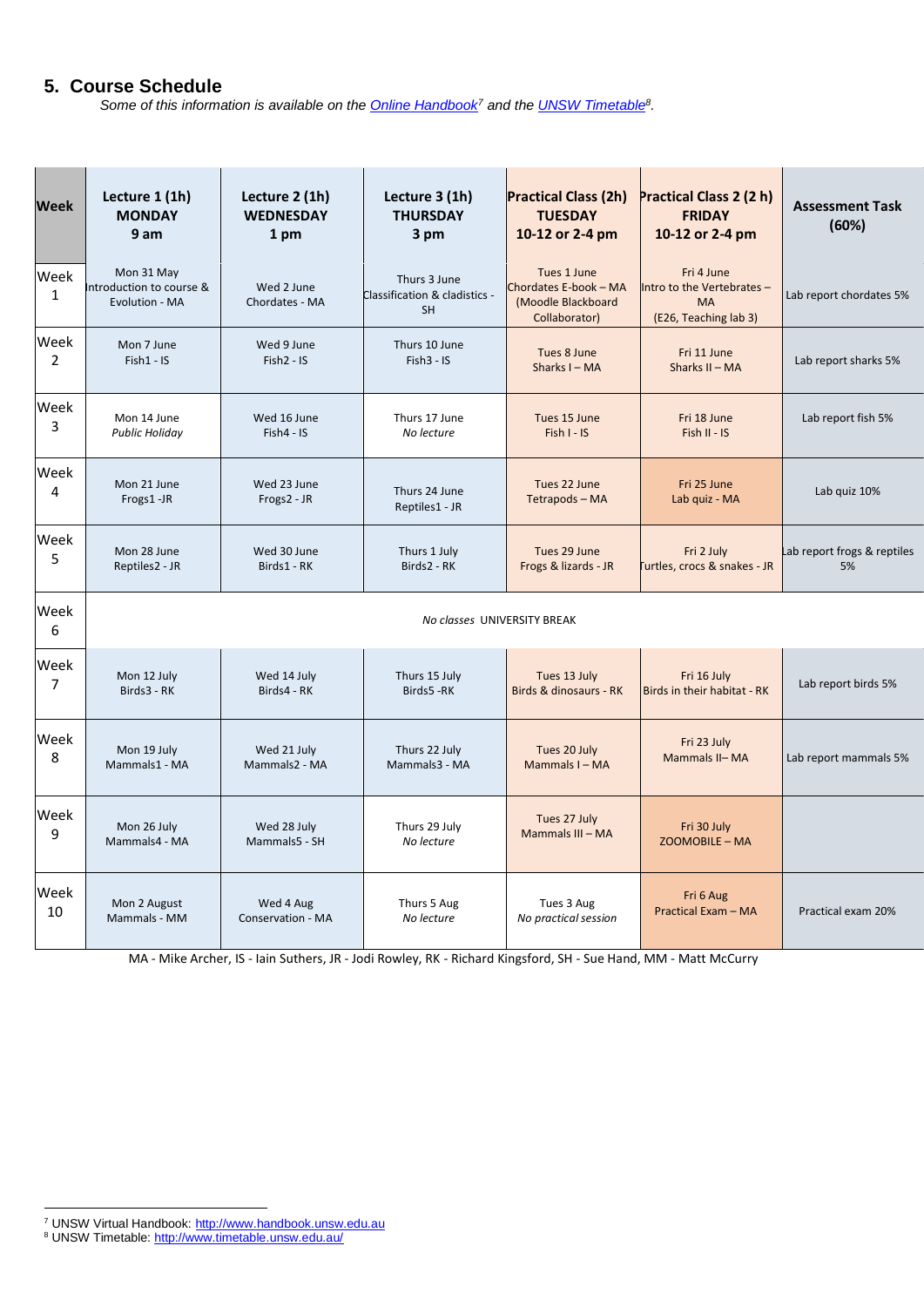## 5. Course Schedule

*Some of this information is available on the [Online Handbook](http://www.handbook.unsw.edu.au)[7] and the [UNSW Timetable](http://www.timetable.unsw.edu.au/)[8].*

| Week | Lecture 1 (1h) MONDAY 9 am | Lecture 2 (1h) WEDNESDAY 1 pm | Lecture 3 (1h) THURSDAY 3 pm | Practical Class (2h) TUESDAY 10-12 or 2-4 pm | Practical Class 2 (2 h) FRIDAY 10-12 or 2-4 pm | Assessment Task (60%) |
|---|---|---|---|---|---|---|
| Week 1 | Mon 31 May Introduction to course & Evolution - MA | Wed 2 June Chordates - MA | Thurs 3 June Classification & cladistics - SH | Tues 1 June Chordates E-book – MA (Moodle Blackboard Collaborator) | Fri 4 June Intro to the Vertebrates – MA (E26, Teaching lab 3) | Lab report chordates 5% |
| Week 2 | Mon 7 June Fish1 - IS | Wed 9 June Fish2 - IS | Thurs 10 June Fish3 - IS | Tues 8 June Sharks I – MA | Fri 11 June Sharks II – MA | Lab report sharks 5% |
| Week 3 | Mon 14 June *Public Holiday* | Wed 16 June Fish4 - IS | Thurs 17 June *No lecture* | Tues 15 June Fish I - IS | Fri 18 June Fish II - IS | Lab report fish 5% |
| Week 4 | Mon 21 June Frogs1 -JR | Wed 23 June Frogs2 - JR | Thurs 24 June Reptiles1 - JR | Tues 22 June Tetrapods – MA | Fri 25 June Lab quiz - MA | Lab quiz 10% |
| Week 5 | Mon 28 June Reptiles2 - JR | Wed 30 June Birds1 - RK | Thurs 1 July Birds2 - RK | Tues 29 June Frogs & lizards - JR | Fri 2 July Turtles, crocs & snakes - JR | Lab report frogs & reptiles 5% |
| Week 6 | *No classes* UNIVERSITY BREAK | | | | | |
| Week 7 | Mon 12 July Birds3 - RK | Wed 14 July Birds4 - RK | Thurs 15 July Birds5 -RK | Tues 13 July Birds & dinosaurs - RK | Fri 16 July Birds in their habitat - RK | Lab report birds 5% |
| Week 8 | Mon 19 July Mammals1 - MA | Wed 21 July Mammals2 - MA | Thurs 22 July Mammals3 - MA | Tues 20 July Mammals I – MA | Fri 23 July Mammals II– MA | Lab report mammals 5% |
| Week 9 | Mon 26 July Mammals4 - MA | Wed 28 July Mammals5 - SH | Thurs 29 July *No lecture* | Tues 27 July Mammals III – MA | Fri 30 July ZOOMOBILE – MA | |
| Week 10 | Mon 2 August Mammals - MM | Wed 4 Aug Conservation - MA | Thurs 5 Aug *No lecture* | Tues 3 Aug *No practical session* | Fri 6 Aug Practical Exam – MA | Practical exam 20% |

MA - Mike Archer, IS - Iain Suthers, JR - Jodi Rowley, RK - Richard Kingsford, SH - Sue Hand, MM - Matt McCurry

[7] UNSW Virtual Handbook: http://www.handbook.unsw.edu.au

[8] UNSW Timetable: http://www.timetable.unsw.edu.au/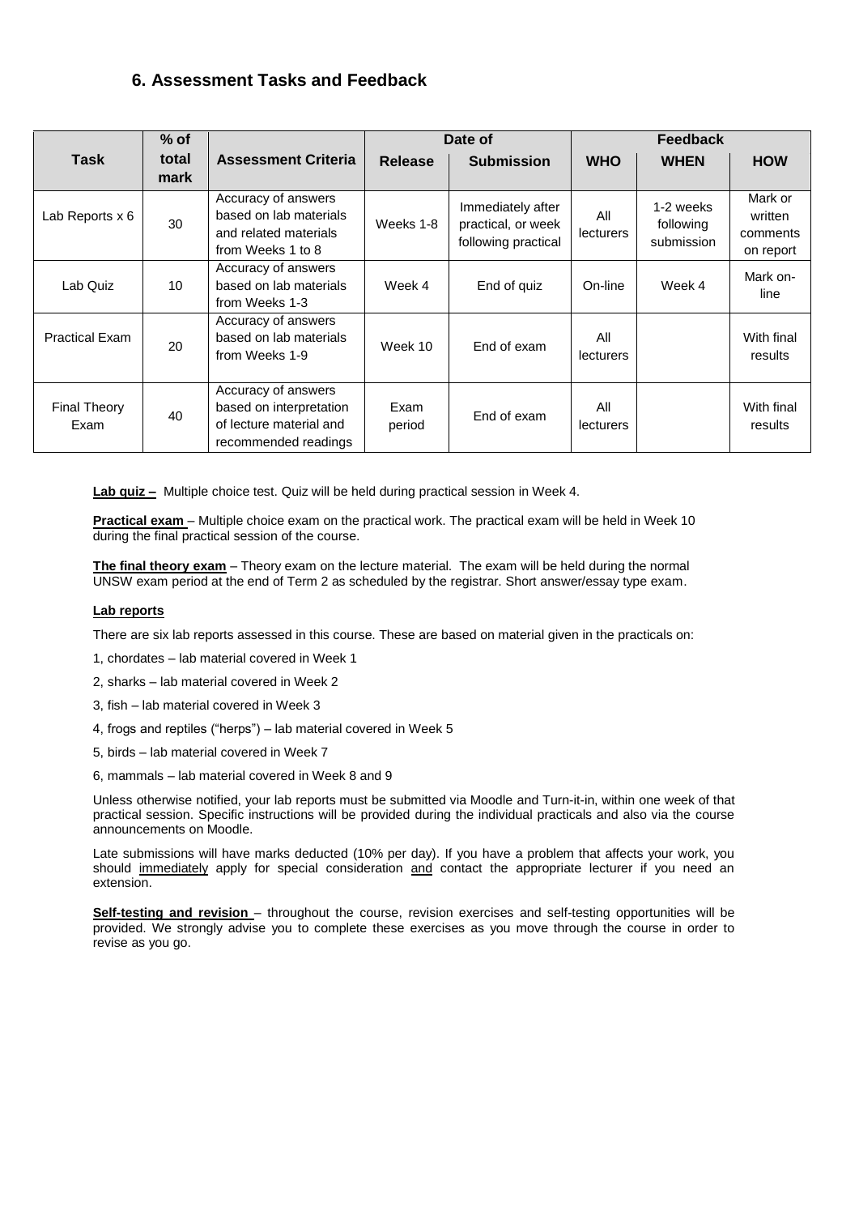## 6. Assessment Tasks and Feedback

| Task | % of total mark | Assessment Criteria | Date of | | Feedback | | |
|---|---|---|---|---|---|---|---|
| | | | Release | Submission | WHO | WHEN | HOW |
| Lab Reports x 6 | 30 | Accuracy of answers based on lab materials and related materials from Weeks 1 to 8 | Weeks 1-8 | Immediately after practical, or week following practical | All lecturers | 1-2 weeks following submission | Mark or written comments on report |
| Lab Quiz | 10 | Accuracy of answers based on lab materials from Weeks 1-3 | Week 4 | End of quiz | On-line | Week 4 | Mark on-line |
| Practical Exam | 20 | Accuracy of answers based on lab materials from Weeks 1-9 | Week 10 | End of exam | All lecturers | | With final results |
| Final Theory Exam | 40 | Accuracy of answers based on interpretation of lecture material and recommended readings | Exam period | End of exam | All lecturers | | With final results |

**Lab quiz –** Multiple choice test. Quiz will be held during practical session in Week 4.

**Practical exam** – Multiple choice exam on the practical work. The practical exam will be held in Week 10 during the final practical session of the course.

**The final theory exam** – Theory exam on the lecture material. The exam will be held during the normal UNSW exam period at the end of Term 2 as scheduled by the registrar. Short answer/essay type exam.

**Lab reports**

There are six lab reports assessed in this course. These are based on material given in the practicals on:

1, chordates – lab material covered in Week 1

2, sharks – lab material covered in Week 2

3, fish – lab material covered in Week 3

4, frogs and reptiles ("herps") – lab material covered in Week 5

5, birds – lab material covered in Week 7

6, mammals – lab material covered in Week 8 and 9

Unless otherwise notified, your lab reports must be submitted via Moodle and Turn-it-in, within one week of that practical session. Specific instructions will be provided during the individual practicals and also via the course announcements on Moodle.

Late submissions will have marks deducted (10% per day). If you have a problem that affects your work, you should immediately apply for special consideration and contact the appropriate lecturer if you need an extension.

**Self-testing and revision** – throughout the course, revision exercises and self-testing opportunities will be provided. We strongly advise you to complete these exercises as you move through the course in order to revise as you go.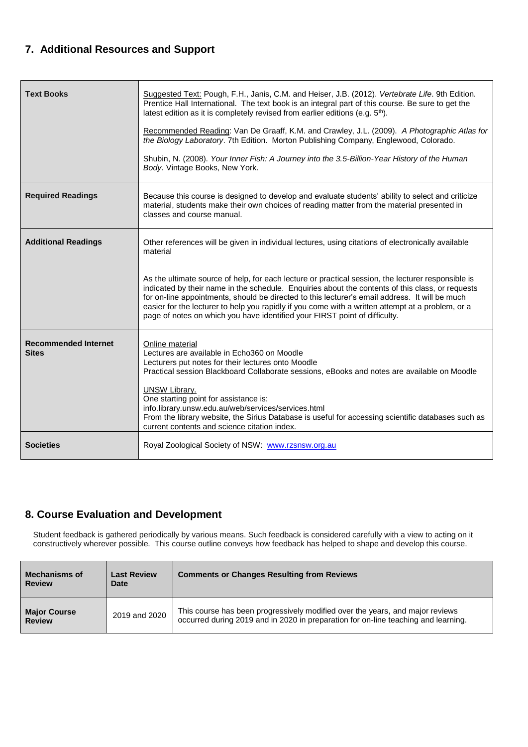## 7. Additional Resources and Support

| | |
|---|---|
| **Text Books** | Suggested Text: Pough, F.H., Janis, C.M. and Heiser, J.B. (2012). *Vertebrate Life*. 9th Edition. Prentice Hall International. The text book is an integral part of this course. Be sure to get the latest edition as it is completely revised from earlier editions (e.g. 5th).<br><br>Recommended Reading: Van De Graaff, K.M. and Crawley, J.L. (2009). *A Photographic Atlas for the Biology Laboratory*. 7th Edition. Morton Publishing Company, Englewood, Colorado.<br><br>Shubin, N. (2008). *Your Inner Fish: A Journey into the 3.5-Billion-Year History of the Human Body*. Vintage Books, New York. |
| **Required Readings** | Because this course is designed to develop and evaluate students' ability to select and criticize material, students make their own choices of reading matter from the material presented in classes and course manual. |
| **Additional Readings** | Other references will be given in individual lectures, using citations of electronically available material<br><br>As the ultimate source of help, for each lecture or practical session, the lecturer responsible is indicated by their name in the schedule. Enquiries about the contents of this class, or requests for on-line appointments, should be directed to this lecturer's email address. It will be much easier for the lecturer to help you rapidly if you come with a written attempt at a problem, or a page of notes on which you have identified your FIRST point of difficulty. |
| **Recommended Internet Sites** | Online material<br>Lectures are available in Echo360 on Moodle<br>Lecturers put notes for their lectures onto Moodle<br>Practical session Blackboard Collaborate sessions, eBooks and notes are available on Moodle<br><br>UNSW Library.<br>One starting point for assistance is:<br>info.library.unsw.edu.au/web/services/services.html<br>From the library website, the Sirius Database is useful for accessing scientific databases such as current contents and science citation index. |
| **Societies** | Royal Zoological Society of NSW: www.rzsnsw.org.au |

## 8. Course Evaluation and Development

Student feedback is gathered periodically by various means. Such feedback is considered carefully with a view to acting on it constructively wherever possible. This course outline conveys how feedback has helped to shape and develop this course.

| Mechanisms of Review | Last Review Date | Comments or Changes Resulting from Reviews |
|---|---|---|
| **Major Course Review** | 2019 and 2020 | This course has been progressively modified over the years, and major reviews occurred during 2019 and in 2020 in preparation for on-line teaching and learning. |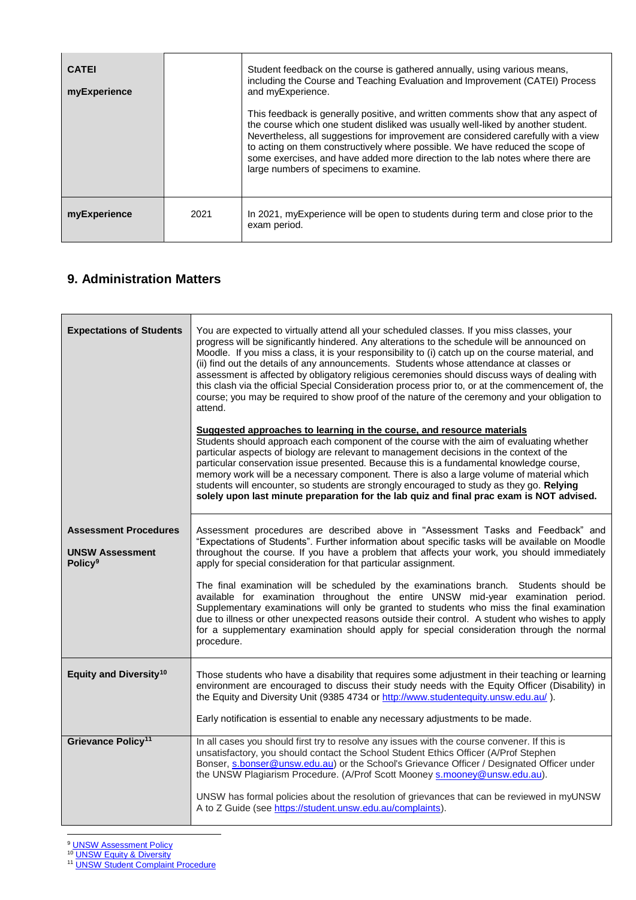| | | |
|---|---|---|
| **CATEI**<br><br>**myExperience** | | Student feedback on the course is gathered annually, using various means, including the Course and Teaching Evaluation and Improvement (CATEI) Process and myExperience.<br><br>This feedback is generally positive, and written comments show that any aspect of the course which one student disliked was usually well-liked by another student. Nevertheless, all suggestions for improvement are considered carefully with a view to acting on them constructively where possible. We have reduced the scope of some exercises, and have added more direction to the lab notes where there are large numbers of specimens to examine. |
| **myExperience** | 2021 | In 2021, myExperience will be open to students during term and close prior to the exam period. |

## 9. Administration Matters

| | |
|---|---|
| **Expectations of Students** | You are expected to virtually attend all your scheduled classes. If you miss classes, your progress will be significantly hindered. Any alterations to the schedule will be announced on Moodle. If you miss a class, it is your responsibility to (i) catch up on the course material, and (ii) find out the details of any announcements. Students whose attendance at classes or assessment is affected by obligatory religious ceremonies should discuss ways of dealing with this clash via the official Special Consideration process prior to, or at the commencement of, the course; you may be required to show proof of the nature of the ceremony and your obligation to attend.<br><br>**Suggested approaches to learning in the course, and resource materials**<br>Students should approach each component of the course with the aim of evaluating whether particular aspects of biology are relevant to management decisions in the context of the particular conservation issue presented. Because this is a fundamental knowledge course, memory work will be a necessary component. There is also a large volume of material which students will encounter, so students are strongly encouraged to study as they go. **Relying solely upon last minute preparation for the lab quiz and final prac exam is NOT advised.** |
| **Assessment Procedures**<br><br>**UNSW Assessment Policy**[9] | Assessment procedures are described above in "Assessment Tasks and Feedback" and "Expectations of Students". Further information about specific tasks will be available on Moodle throughout the course. If you have a problem that affects your work, you should immediately apply for special consideration for that particular assignment.<br><br>The final examination will be scheduled by the examinations branch. Students should be available for examination throughout the entire UNSW mid-year examination period. Supplementary examinations will only be granted to students who miss the final examination due to illness or other unexpected reasons outside their control. A student who wishes to apply for a supplementary examination should apply for special consideration through the normal procedure. |
| **Equity and Diversity**[10] | Those students who have a disability that requires some adjustment in their teaching or learning environment are encouraged to discuss their study needs with the Equity Officer (Disability) in the Equity and Diversity Unit (9385 4734 or http://www.studentequity.unsw.edu.au/ ).<br><br>Early notification is essential to enable any necessary adjustments to be made. |
| **Grievance Policy**[11] | In all cases you should first try to resolve any issues with the course convener. If this is unsatisfactory, you should contact the School Student Ethics Officer (A/Prof Stephen Bonser, s.bonser@unsw.edu.au) or the School's Grievance Officer / Designated Officer under the UNSW Plagiarism Procedure. (A/Prof Scott Mooney s.mooney@unsw.edu.au).<br><br>UNSW has formal policies about the resolution of grievances that can be reviewed in myUNSW A to Z Guide (see https://student.unsw.edu.au/complaints). |

[9] UNSW Assessment Policy
[10] UNSW Equity & Diversity
[11] UNSW Student Complaint Procedure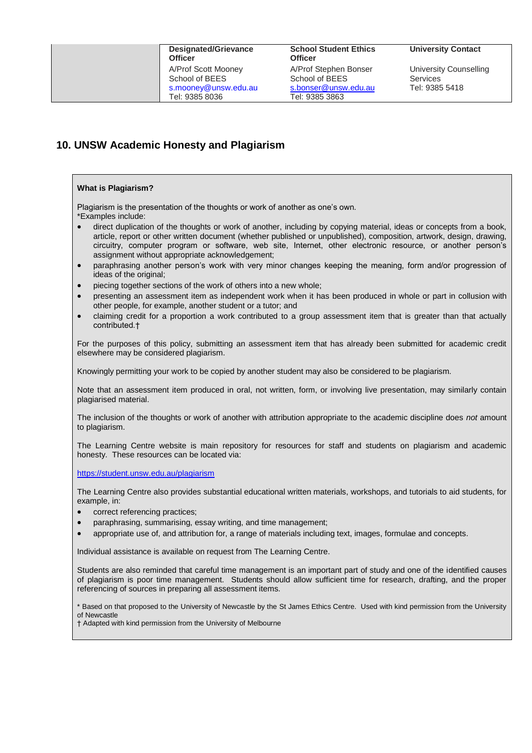| | Designated/Grievance Officer | School Student Ethics Officer | University Contact |
|---|---|---|---|
| | A/Prof Scott Mooney<br>School of BEES<br>s.mooney@unsw.edu.au<br>Tel: 9385 8036 | A/Prof Stephen Bonser<br>School of BEES<br>s.bonser@unsw.edu.au<br>Tel: 9385 3863 | University Counselling Services<br>Tel: 9385 5418 |

## 10. UNSW Academic Honesty and Plagiarism

**What is Plagiarism?**

Plagiarism is the presentation of the thoughts or work of another as one's own.
*Examples include:

- direct duplication of the thoughts or work of another, including by copying material, ideas or concepts from a book, article, report or other written document (whether published or unpublished), composition, artwork, design, drawing, circuitry, computer program or software, web site, Internet, other electronic resource, or another person's assignment without appropriate acknowledgement;
- paraphrasing another person's work with very minor changes keeping the meaning, form and/or progression of ideas of the original;
- piecing together sections of the work of others into a new whole;
- presenting an assessment item as independent work when it has been produced in whole or part in collusion with other people, for example, another student or a tutor; and
- claiming credit for a proportion a work contributed to a group assessment item that is greater than that actually contributed.†

For the purposes of this policy, submitting an assessment item that has already been submitted for academic credit elsewhere may be considered plagiarism.

Knowingly permitting your work to be copied by another student may also be considered to be plagiarism.

Note that an assessment item produced in oral, not written, form, or involving live presentation, may similarly contain plagiarised material.

The inclusion of the thoughts or work of another with attribution appropriate to the academic discipline does *not* amount to plagiarism.

The Learning Centre website is main repository for resources for staff and students on plagiarism and academic honesty. These resources can be located via:

https://student.unsw.edu.au/plagiarism

The Learning Centre also provides substantial educational written materials, workshops, and tutorials to aid students, for example, in:

- correct referencing practices;
- paraphrasing, summarising, essay writing, and time management;
- appropriate use of, and attribution for, a range of materials including text, images, formulae and concepts.

Individual assistance is available on request from The Learning Centre.

Students are also reminded that careful time management is an important part of study and one of the identified causes of plagiarism is poor time management. Students should allow sufficient time for research, drafting, and the proper referencing of sources in preparing all assessment items.

* Based on that proposed to the University of Newcastle by the St James Ethics Centre. Used with kind permission from the University of Newcastle

† Adapted with kind permission from the University of Melbourne